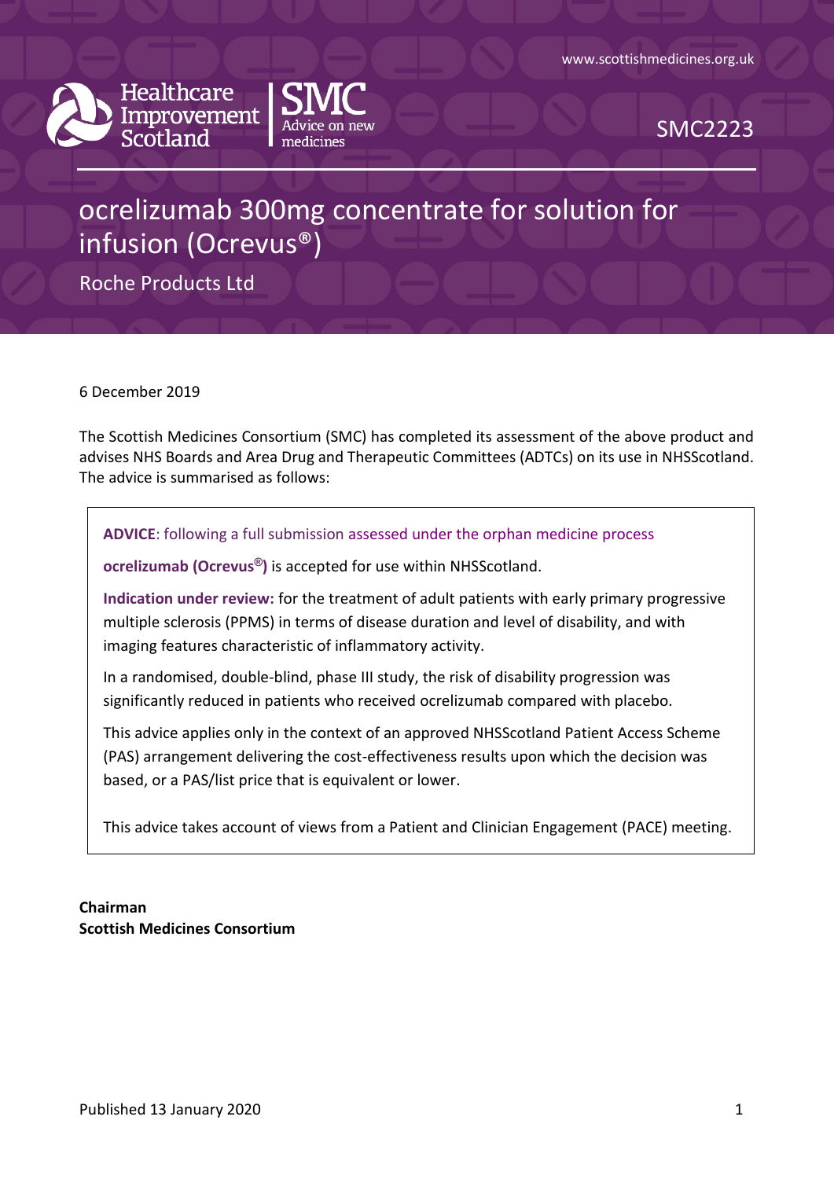www.scottishmedicines.org.uk

Healthcare Improvement Scotland | SMC Advice on new medicines

SMC2223

# ocrelizumab 300mg concentrate for solution for infusion (Ocrevus®)

Roche Products Ltd

6 December 2019

The Scottish Medicines Consortium (SMC) has completed its assessment of the above product and advises NHS Boards and Area Drug and Therapeutic Committees (ADTCs) on its use in NHSScotland. The advice is summarised as follows:

> **ADVICE**: following a full submission assessed under the orphan medicine process
>
> **ocrelizumab (Ocrevus®)** is accepted for use within NHSScotland.
>
> **Indication under review:** for the treatment of adult patients with early primary progressive multiple sclerosis (PPMS) in terms of disease duration and level of disability, and with imaging features characteristic of inflammatory activity.
>
> In a randomised, double-blind, phase III study, the risk of disability progression was significantly reduced in patients who received ocrelizumab compared with placebo.
>
> This advice applies only in the context of an approved NHSScotland Patient Access Scheme (PAS) arrangement delivering the cost-effectiveness results upon which the decision was based, or a PAS/list price that is equivalent or lower.
>
> This advice takes account of views from a Patient and Clinician Engagement (PACE) meeting.

**Chairman**
**Scottish Medicines Consortium**

Published 13 January 2020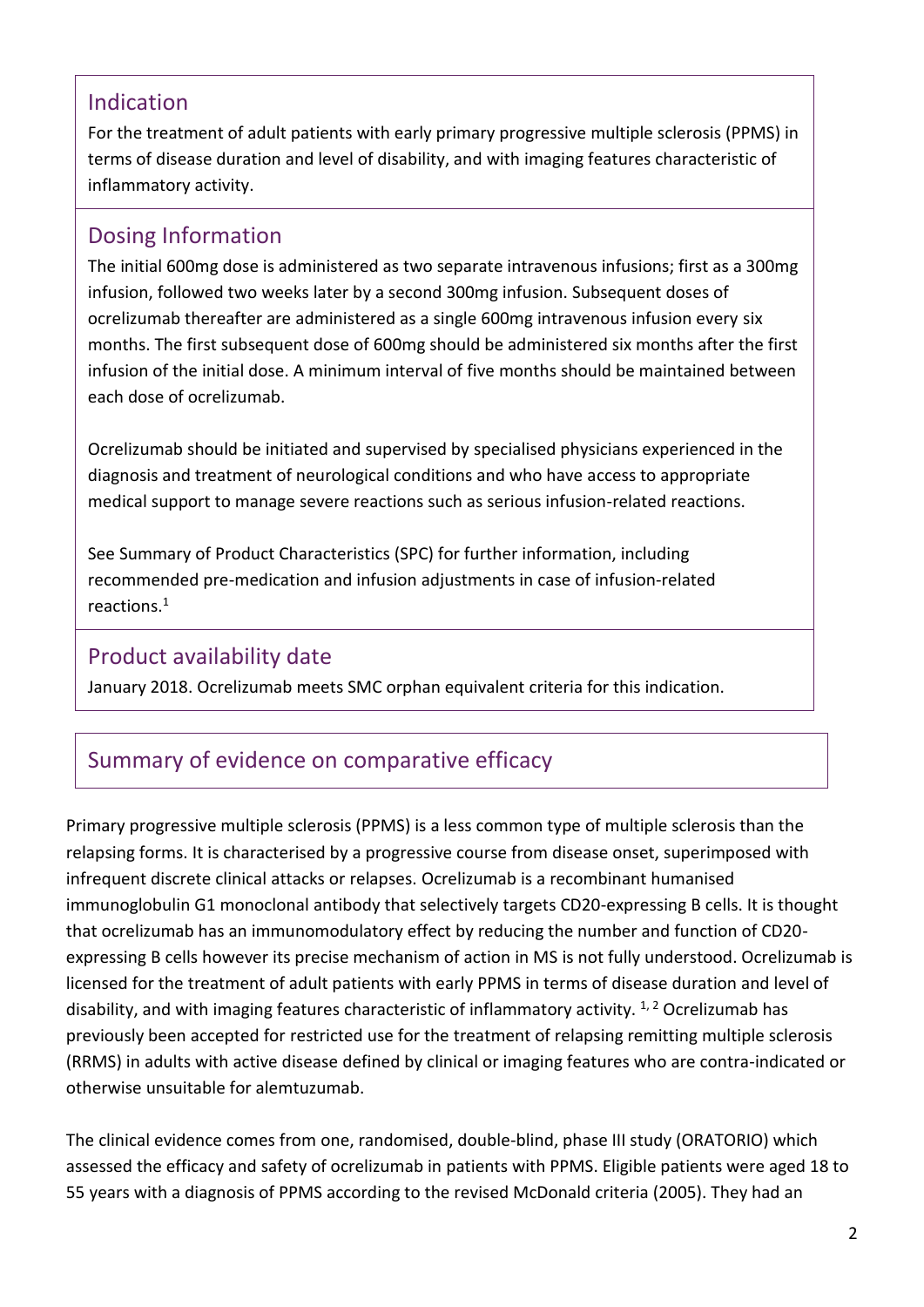## Indication

For the treatment of adult patients with early primary progressive multiple sclerosis (PPMS) in terms of disease duration and level of disability, and with imaging features characteristic of inflammatory activity.

## Dosing Information

The initial 600mg dose is administered as two separate intravenous infusions; first as a 300mg infusion, followed two weeks later by a second 300mg infusion. Subsequent doses of ocrelizumab thereafter are administered as a single 600mg intravenous infusion every six months. The first subsequent dose of 600mg should be administered six months after the first infusion of the initial dose. A minimum interval of five months should be maintained between each dose of ocrelizumab.

Ocrelizumab should be initiated and supervised by specialised physicians experienced in the diagnosis and treatment of neurological conditions and who have access to appropriate medical support to manage severe reactions such as serious infusion-related reactions.

See Summary of Product Characteristics (SPC) for further information, including recommended pre-medication and infusion adjustments in case of infusion-related reactions.[1]

## Product availability date

January 2018. Ocrelizumab meets SMC orphan equivalent criteria for this indication.

## Summary of evidence on comparative efficacy

Primary progressive multiple sclerosis (PPMS) is a less common type of multiple sclerosis than the relapsing forms. It is characterised by a progressive course from disease onset, superimposed with infrequent discrete clinical attacks or relapses. Ocrelizumab is a recombinant humanised immunoglobulin G1 monoclonal antibody that selectively targets CD20-expressing B cells. It is thought that ocrelizumab has an immunomodulatory effect by reducing the number and function of CD20-expressing B cells however its precise mechanism of action in MS is not fully understood. Ocrelizumab is licensed for the treatment of adult patients with early PPMS in terms of disease duration and level of disability, and with imaging features characteristic of inflammatory activity. [1, 2] Ocrelizumab has previously been accepted for restricted use for the treatment of relapsing remitting multiple sclerosis (RRMS) in adults with active disease defined by clinical or imaging features who are contra-indicated or otherwise unsuitable for alemtuzumab.

The clinical evidence comes from one, randomised, double-blind, phase III study (ORATORIO) which assessed the efficacy and safety of ocrelizumab in patients with PPMS. Eligible patients were aged 18 to 55 years with a diagnosis of PPMS according to the revised McDonald criteria (2005). They had an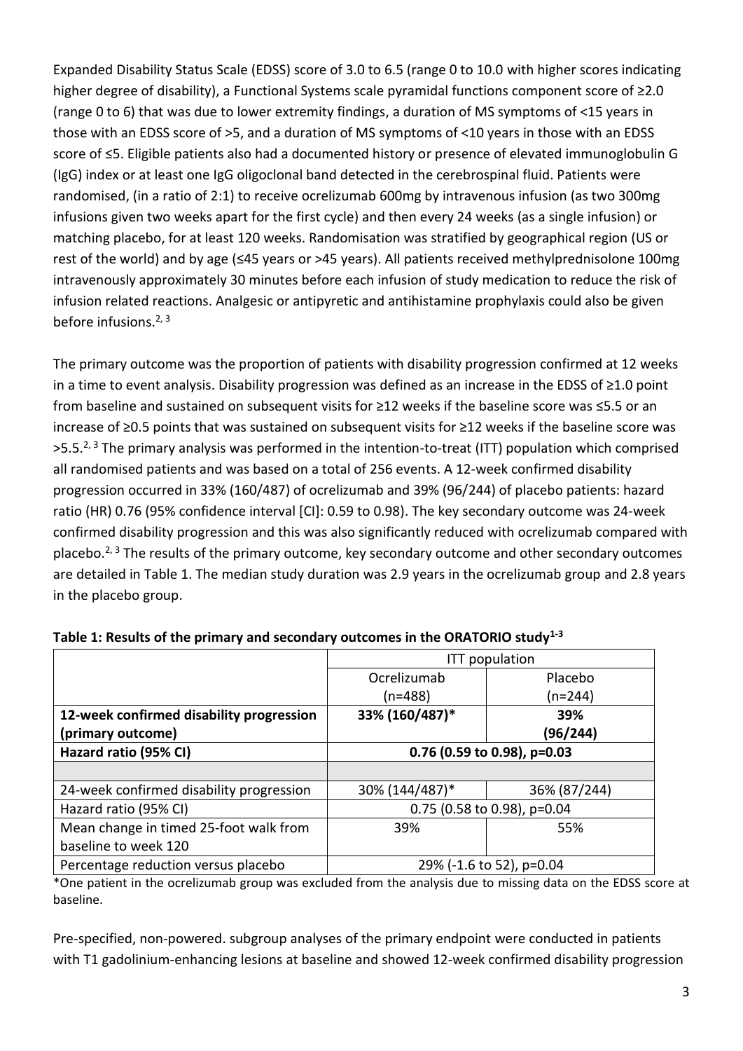Expanded Disability Status Scale (EDSS) score of 3.0 to 6.5 (range 0 to 10.0 with higher scores indicating higher degree of disability), a Functional Systems scale pyramidal functions component score of ≥2.0 (range 0 to 6) that was due to lower extremity findings, a duration of MS symptoms of <15 years in those with an EDSS score of >5, and a duration of MS symptoms of <10 years in those with an EDSS score of ≤5. Eligible patients also had a documented history or presence of elevated immunoglobulin G (IgG) index or at least one IgG oligoclonal band detected in the cerebrospinal fluid. Patients were randomised, (in a ratio of 2:1) to receive ocrelizumab 600mg by intravenous infusion (as two 300mg infusions given two weeks apart for the first cycle) and then every 24 weeks (as a single infusion) or matching placebo, for at least 120 weeks. Randomisation was stratified by geographical region (US or rest of the world) and by age (≤45 years or >45 years). All patients received methylprednisolone 100mg intravenously approximately 30 minutes before each infusion of study medication to reduce the risk of infusion related reactions. Analgesic or antipyretic and antihistamine prophylaxis could also be given before infusions.[2, 3]

The primary outcome was the proportion of patients with disability progression confirmed at 12 weeks in a time to event analysis. Disability progression was defined as an increase in the EDSS of ≥1.0 point from baseline and sustained on subsequent visits for ≥12 weeks if the baseline score was ≤5.5 or an increase of ≥0.5 points that was sustained on subsequent visits for ≥12 weeks if the baseline score was >5.5.[2, 3] The primary analysis was performed in the intention-to-treat (ITT) population which comprised all randomised patients and was based on a total of 256 events. A 12-week confirmed disability progression occurred in 33% (160/487) of ocrelizumab and 39% (96/244) of placebo patients: hazard ratio (HR) 0.76 (95% confidence interval [CI]: 0.59 to 0.98). The key secondary outcome was 24-week confirmed disability progression and this was also significantly reduced with ocrelizumab compared with placebo.[2, 3] The results of the primary outcome, key secondary outcome and other secondary outcomes are detailed in Table 1. The median study duration was 2.9 years in the ocrelizumab group and 2.8 years in the placebo group.

**Table 1: Results of the primary and secondary outcomes in the ORATORIO study[1-3]**

| | ITT population | |
|---|---|---|
| | Ocrelizumab (n=488) | Placebo (n=244) |
| **12-week confirmed disability progression (primary outcome)** | **33% (160/487)*** | **39% (96/244)** |
| **Hazard ratio (95% CI)** | **0.76 (0.59 to 0.98), p=0.03** | |
| | | |
| 24-week confirmed disability progression | 30% (144/487)* | 36% (87/244) |
| Hazard ratio (95% CI) | 0.75 (0.58 to 0.98), p=0.04 | |
| Mean change in timed 25-foot walk from baseline to week 120 | 39% | 55% |
| Percentage reduction versus placebo | 29% (-1.6 to 52), p=0.04 | |

*One patient in the ocrelizumab group was excluded from the analysis due to missing data on the EDSS score at baseline.

Pre-specified, non-powered. subgroup analyses of the primary endpoint were conducted in patients with T1 gadolinium-enhancing lesions at baseline and showed 12-week confirmed disability progression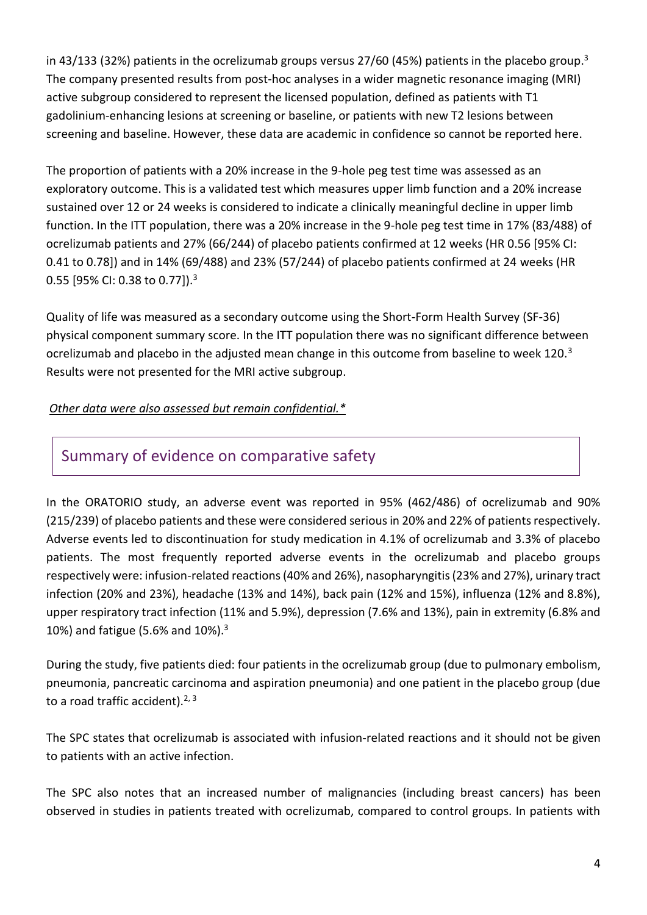in 43/133 (32%) patients in the ocrelizumab groups versus 27/60 (45%) patients in the placebo group.[3] The company presented results from post-hoc analyses in a wider magnetic resonance imaging (MRI) active subgroup considered to represent the licensed population, defined as patients with T1 gadolinium-enhancing lesions at screening or baseline, or patients with new T2 lesions between screening and baseline. However, these data are academic in confidence so cannot be reported here.

The proportion of patients with a 20% increase in the 9-hole peg test time was assessed as an exploratory outcome. This is a validated test which measures upper limb function and a 20% increase sustained over 12 or 24 weeks is considered to indicate a clinically meaningful decline in upper limb function. In the ITT population, there was a 20% increase in the 9-hole peg test time in 17% (83/488) of ocrelizumab patients and 27% (66/244) of placebo patients confirmed at 12 weeks (HR 0.56 [95% CI: 0.41 to 0.78]) and in 14% (69/488) and 23% (57/244) of placebo patients confirmed at 24 weeks (HR 0.55 [95% CI: 0.38 to 0.77]).[3]

Quality of life was measured as a secondary outcome using the Short-Form Health Survey (SF-36) physical component summary score. In the ITT population there was no significant difference between ocrelizumab and placebo in the adjusted mean change in this outcome from baseline to week 120.[3] Results were not presented for the MRI active subgroup.

*Other data were also assessed but remain confidential.**

## Summary of evidence on comparative safety

In the ORATORIO study, an adverse event was reported in 95% (462/486) of ocrelizumab and 90% (215/239) of placebo patients and these were considered serious in 20% and 22% of patients respectively. Adverse events led to discontinuation for study medication in 4.1% of ocrelizumab and 3.3% of placebo patients. The most frequently reported adverse events in the ocrelizumab and placebo groups respectively were: infusion-related reactions (40% and 26%), nasopharyngitis (23% and 27%), urinary tract infection (20% and 23%), headache (13% and 14%), back pain (12% and 15%), influenza (12% and 8.8%), upper respiratory tract infection (11% and 5.9%), depression (7.6% and 13%), pain in extremity (6.8% and 10%) and fatigue (5.6% and 10%).[3]

During the study, five patients died: four patients in the ocrelizumab group (due to pulmonary embolism, pneumonia, pancreatic carcinoma and aspiration pneumonia) and one patient in the placebo group (due to a road traffic accident).[2, 3]

The SPC states that ocrelizumab is associated with infusion-related reactions and it should not be given to patients with an active infection.

The SPC also notes that an increased number of malignancies (including breast cancers) has been observed in studies in patients treated with ocrelizumab, compared to control groups. In patients with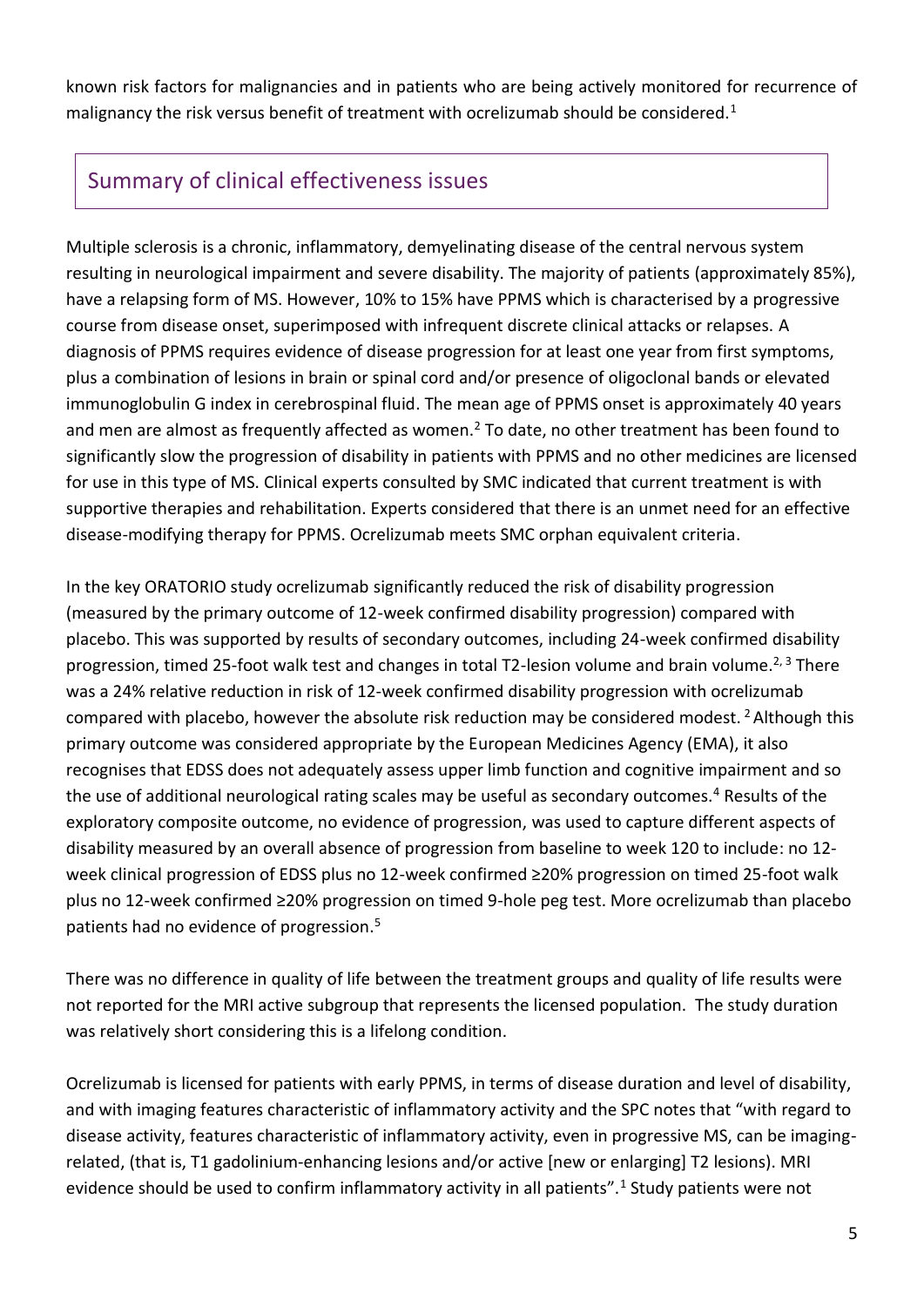known risk factors for malignancies and in patients who are being actively monitored for recurrence of malignancy the risk versus benefit of treatment with ocrelizumab should be considered.[1]

## Summary of clinical effectiveness issues

Multiple sclerosis is a chronic, inflammatory, demyelinating disease of the central nervous system resulting in neurological impairment and severe disability. The majority of patients (approximately 85%), have a relapsing form of MS. However, 10% to 15% have PPMS which is characterised by a progressive course from disease onset, superimposed with infrequent discrete clinical attacks or relapses. A diagnosis of PPMS requires evidence of disease progression for at least one year from first symptoms, plus a combination of lesions in brain or spinal cord and/or presence of oligoclonal bands or elevated immunoglobulin G index in cerebrospinal fluid. The mean age of PPMS onset is approximately 40 years and men are almost as frequently affected as women.[2] To date, no other treatment has been found to significantly slow the progression of disability in patients with PPMS and no other medicines are licensed for use in this type of MS. Clinical experts consulted by SMC indicated that current treatment is with supportive therapies and rehabilitation. Experts considered that there is an unmet need for an effective disease-modifying therapy for PPMS. Ocrelizumab meets SMC orphan equivalent criteria.

In the key ORATORIO study ocrelizumab significantly reduced the risk of disability progression (measured by the primary outcome of 12-week confirmed disability progression) compared with placebo. This was supported by results of secondary outcomes, including 24-week confirmed disability progression, timed 25-foot walk test and changes in total T2-lesion volume and brain volume.[2, 3] There was a 24% relative reduction in risk of 12-week confirmed disability progression with ocrelizumab compared with placebo, however the absolute risk reduction may be considered modest.[2] Although this primary outcome was considered appropriate by the European Medicines Agency (EMA), it also recognises that EDSS does not adequately assess upper limb function and cognitive impairment and so the use of additional neurological rating scales may be useful as secondary outcomes.[4] Results of the exploratory composite outcome, no evidence of progression, was used to capture different aspects of disability measured by an overall absence of progression from baseline to week 120 to include: no 12-week clinical progression of EDSS plus no 12-week confirmed ≥20% progression on timed 25-foot walk plus no 12-week confirmed ≥20% progression on timed 9-hole peg test. More ocrelizumab than placebo patients had no evidence of progression.[5]

There was no difference in quality of life between the treatment groups and quality of life results were not reported for the MRI active subgroup that represents the licensed population. The study duration was relatively short considering this is a lifelong condition.

Ocrelizumab is licensed for patients with early PPMS, in terms of disease duration and level of disability, and with imaging features characteristic of inflammatory activity and the SPC notes that "with regard to disease activity, features characteristic of inflammatory activity, even in progressive MS, can be imaging-related, (that is, T1 gadolinium-enhancing lesions and/or active [new or enlarging] T2 lesions). MRI evidence should be used to confirm inflammatory activity in all patients".[1] Study patients were not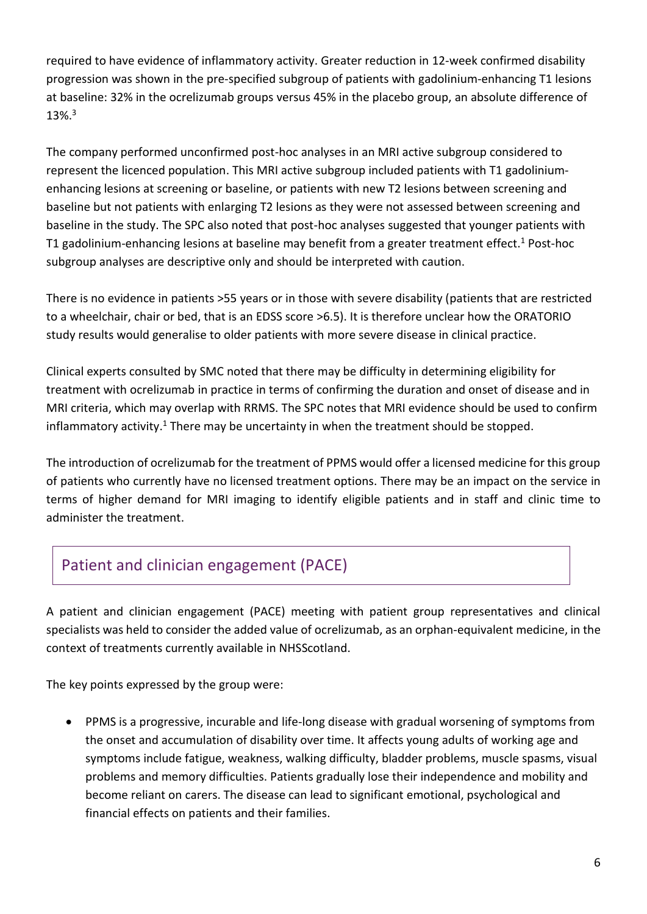required to have evidence of inflammatory activity. Greater reduction in 12-week confirmed disability progression was shown in the pre-specified subgroup of patients with gadolinium-enhancing T1 lesions at baseline: 32% in the ocrelizumab groups versus 45% in the placebo group, an absolute difference of 13%.[3]

The company performed unconfirmed post-hoc analyses in an MRI active subgroup considered to represent the licenced population. This MRI active subgroup included patients with T1 gadolinium-enhancing lesions at screening or baseline, or patients with new T2 lesions between screening and baseline but not patients with enlarging T2 lesions as they were not assessed between screening and baseline in the study. The SPC also noted that post-hoc analyses suggested that younger patients with T1 gadolinium-enhancing lesions at baseline may benefit from a greater treatment effect.[1] Post-hoc subgroup analyses are descriptive only and should be interpreted with caution.

There is no evidence in patients >55 years or in those with severe disability (patients that are restricted to a wheelchair, chair or bed, that is an EDSS score >6.5). It is therefore unclear how the ORATORIO study results would generalise to older patients with more severe disease in clinical practice.

Clinical experts consulted by SMC noted that there may be difficulty in determining eligibility for treatment with ocrelizumab in practice in terms of confirming the duration and onset of disease and in MRI criteria, which may overlap with RRMS. The SPC notes that MRI evidence should be used to confirm inflammatory activity.[1] There may be uncertainty in when the treatment should be stopped.

The introduction of ocrelizumab for the treatment of PPMS would offer a licensed medicine for this group of patients who currently have no licensed treatment options. There may be an impact on the service in terms of higher demand for MRI imaging to identify eligible patients and in staff and clinic time to administer the treatment.

## Patient and clinician engagement (PACE)

A patient and clinician engagement (PACE) meeting with patient group representatives and clinical specialists was held to consider the added value of ocrelizumab, as an orphan-equivalent medicine, in the context of treatments currently available in NHSScotland.

The key points expressed by the group were:

- PPMS is a progressive, incurable and life-long disease with gradual worsening of symptoms from the onset and accumulation of disability over time. It affects young adults of working age and symptoms include fatigue, weakness, walking difficulty, bladder problems, muscle spasms, visual problems and memory difficulties. Patients gradually lose their independence and mobility and become reliant on carers. The disease can lead to significant emotional, psychological and financial effects on patients and their families.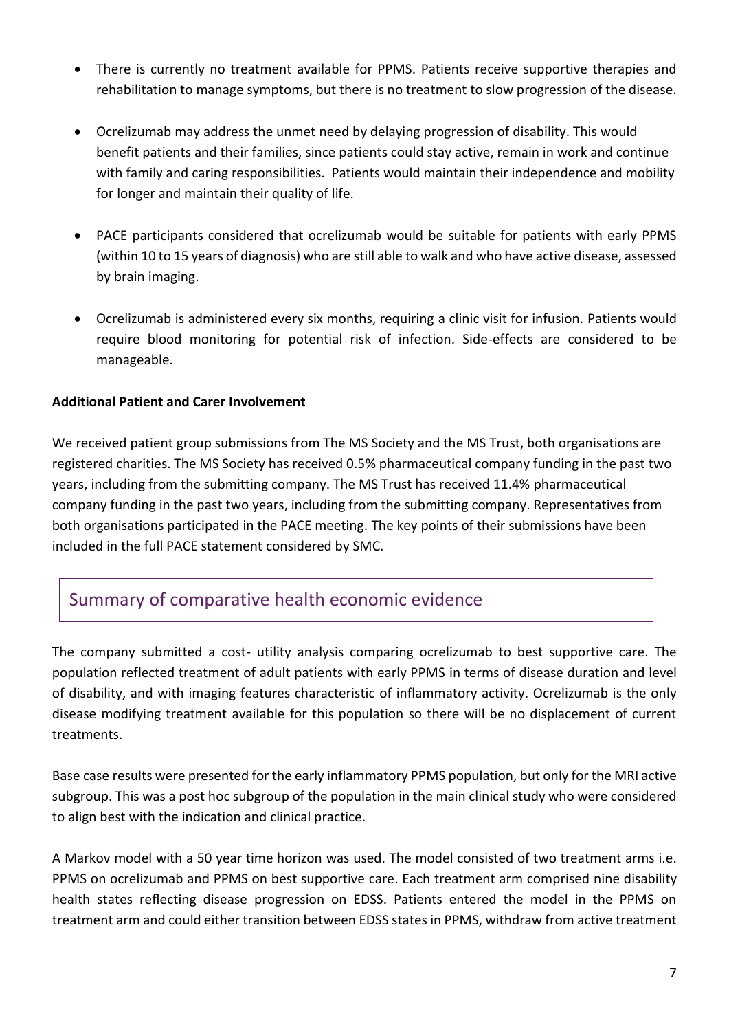- There is currently no treatment available for PPMS. Patients receive supportive therapies and rehabilitation to manage symptoms, but there is no treatment to slow progression of the disease.
- Ocrelizumab may address the unmet need by delaying progression of disability. This would benefit patients and their families, since patients could stay active, remain in work and continue with family and caring responsibilities. Patients would maintain their independence and mobility for longer and maintain their quality of life.
- PACE participants considered that ocrelizumab would be suitable for patients with early PPMS (within 10 to 15 years of diagnosis) who are still able to walk and who have active disease, assessed by brain imaging.
- Ocrelizumab is administered every six months, requiring a clinic visit for infusion. Patients would require blood monitoring for potential risk of infection. Side-effects are considered to be manageable.

**Additional Patient and Carer Involvement**

We received patient group submissions from The MS Society and the MS Trust, both organisations are registered charities. The MS Society has received 0.5% pharmaceutical company funding in the past two years, including from the submitting company. The MS Trust has received 11.4% pharmaceutical company funding in the past two years, including from the submitting company. Representatives from both organisations participated in the PACE meeting. The key points of their submissions have been included in the full PACE statement considered by SMC.

## Summary of comparative health economic evidence

The company submitted a cost- utility analysis comparing ocrelizumab to best supportive care. The population reflected treatment of adult patients with early PPMS in terms of disease duration and level of disability, and with imaging features characteristic of inflammatory activity. Ocrelizumab is the only disease modifying treatment available for this population so there will be no displacement of current treatments.

Base case results were presented for the early inflammatory PPMS population, but only for the MRI active subgroup. This was a post hoc subgroup of the population in the main clinical study who were considered to align best with the indication and clinical practice.

A Markov model with a 50 year time horizon was used. The model consisted of two treatment arms i.e. PPMS on ocrelizumab and PPMS on best supportive care. Each treatment arm comprised nine disability health states reflecting disease progression on EDSS. Patients entered the model in the PPMS on treatment arm and could either transition between EDSS states in PPMS, withdraw from active treatment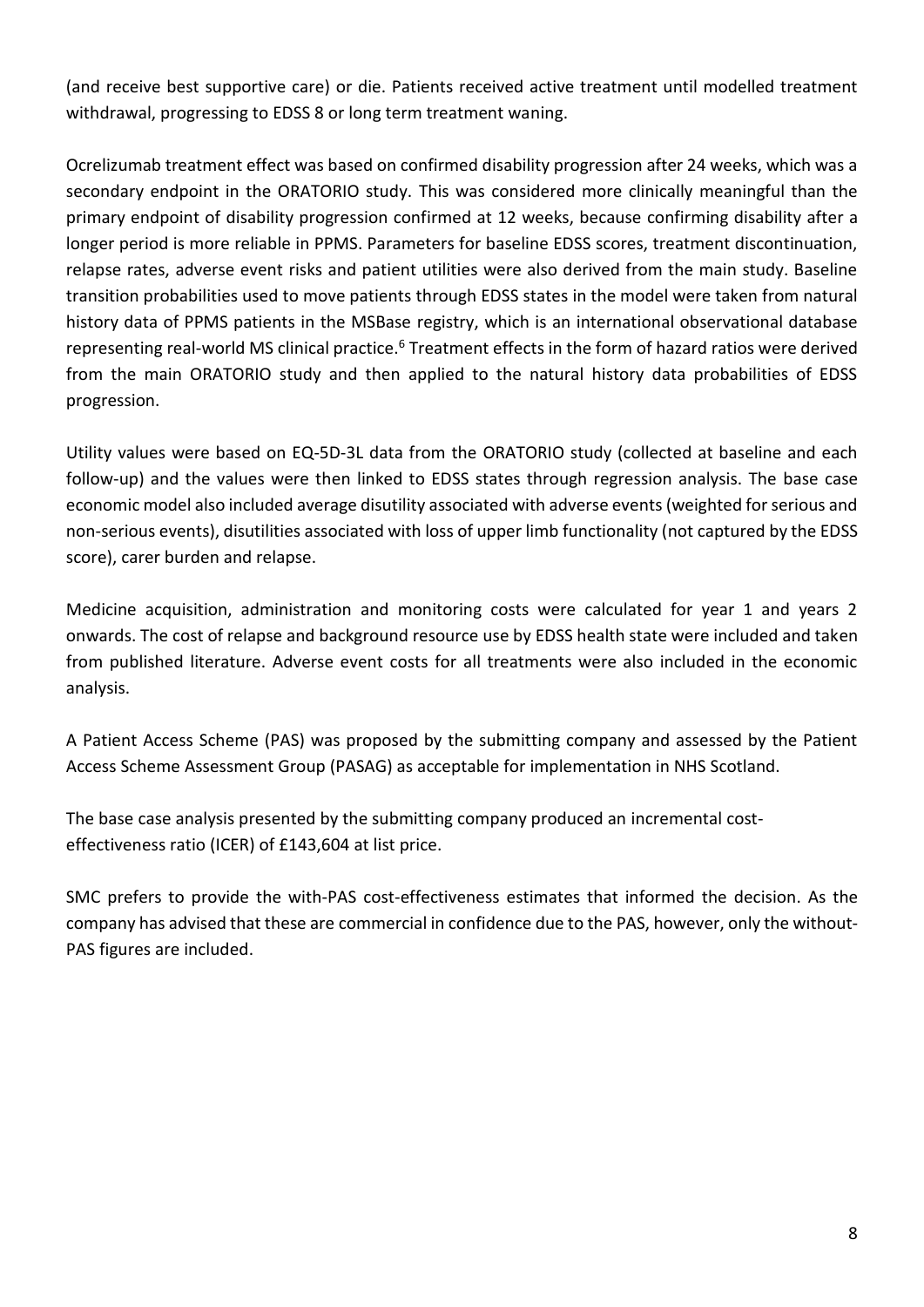(and receive best supportive care) or die. Patients received active treatment until modelled treatment withdrawal, progressing to EDSS 8 or long term treatment waning.

Ocrelizumab treatment effect was based on confirmed disability progression after 24 weeks, which was a secondary endpoint in the ORATORIO study. This was considered more clinically meaningful than the primary endpoint of disability progression confirmed at 12 weeks, because confirming disability after a longer period is more reliable in PPMS. Parameters for baseline EDSS scores, treatment discontinuation, relapse rates, adverse event risks and patient utilities were also derived from the main study. Baseline transition probabilities used to move patients through EDSS states in the model were taken from natural history data of PPMS patients in the MSBase registry, which is an international observational database representing real-world MS clinical practice.[6] Treatment effects in the form of hazard ratios were derived from the main ORATORIO study and then applied to the natural history data probabilities of EDSS progression.

Utility values were based on EQ-5D-3L data from the ORATORIO study (collected at baseline and each follow-up) and the values were then linked to EDSS states through regression analysis. The base case economic model also included average disutility associated with adverse events (weighted for serious and non-serious events), disutilities associated with loss of upper limb functionality (not captured by the EDSS score), carer burden and relapse.

Medicine acquisition, administration and monitoring costs were calculated for year 1 and years 2 onwards. The cost of relapse and background resource use by EDSS health state were included and taken from published literature. Adverse event costs for all treatments were also included in the economic analysis.

A Patient Access Scheme (PAS) was proposed by the submitting company and assessed by the Patient Access Scheme Assessment Group (PASAG) as acceptable for implementation in NHS Scotland.

The base case analysis presented by the submitting company produced an incremental cost-effectiveness ratio (ICER) of £143,604 at list price.

SMC prefers to provide the with-PAS cost-effectiveness estimates that informed the decision. As the company has advised that these are commercial in confidence due to the PAS, however, only the without-PAS figures are included.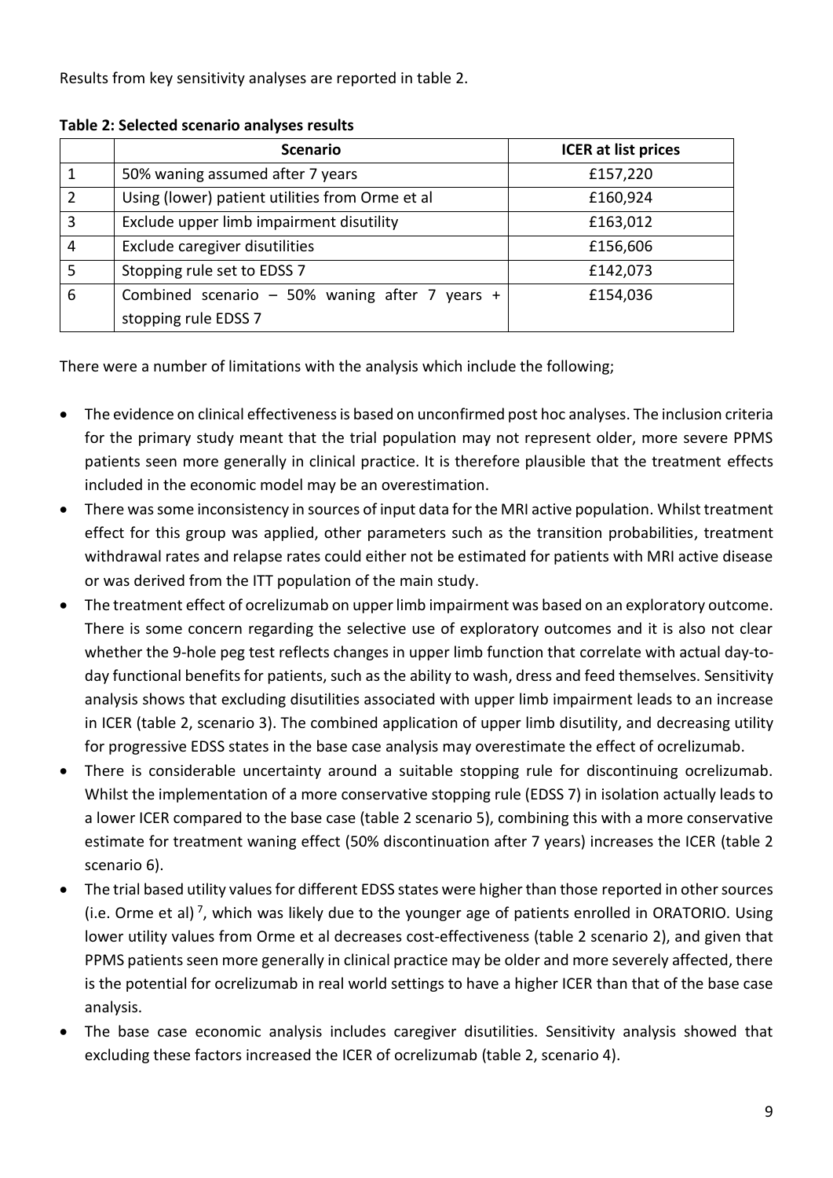Results from key sensitivity analyses are reported in table 2.

**Table 2: Selected scenario analyses results**

| | Scenario | ICER at list prices |
|---|---|---|
| 1 | 50% waning assumed after 7 years | £157,220 |
| 2 | Using (lower) patient utilities from Orme et al | £160,924 |
| 3 | Exclude upper limb impairment disutility | £163,012 |
| 4 | Exclude caregiver disutilities | £156,606 |
| 5 | Stopping rule set to EDSS 7 | £142,073 |
| 6 | Combined scenario – 50% waning after 7 years + stopping rule EDSS 7 | £154,036 |

There were a number of limitations with the analysis which include the following;

- The evidence on clinical effectiveness is based on unconfirmed post hoc analyses. The inclusion criteria for the primary study meant that the trial population may not represent older, more severe PPMS patients seen more generally in clinical practice. It is therefore plausible that the treatment effects included in the economic model may be an overestimation.
- There was some inconsistency in sources of input data for the MRI active population. Whilst treatment effect for this group was applied, other parameters such as the transition probabilities, treatment withdrawal rates and relapse rates could either not be estimated for patients with MRI active disease or was derived from the ITT population of the main study.
- The treatment effect of ocrelizumab on upper limb impairment was based on an exploratory outcome. There is some concern regarding the selective use of exploratory outcomes and it is also not clear whether the 9-hole peg test reflects changes in upper limb function that correlate with actual day-to-day functional benefits for patients, such as the ability to wash, dress and feed themselves. Sensitivity analysis shows that excluding disutilities associated with upper limb impairment leads to an increase in ICER (table 2, scenario 3). The combined application of upper limb disutility, and decreasing utility for progressive EDSS states in the base case analysis may overestimate the effect of ocrelizumab.
- There is considerable uncertainty around a suitable stopping rule for discontinuing ocrelizumab. Whilst the implementation of a more conservative stopping rule (EDSS 7) in isolation actually leads to a lower ICER compared to the base case (table 2 scenario 5), combining this with a more conservative estimate for treatment waning effect (50% discontinuation after 7 years) increases the ICER (table 2 scenario 6).
- The trial based utility values for different EDSS states were higher than those reported in other sources (i.e. Orme et al) [7], which was likely due to the younger age of patients enrolled in ORATORIO. Using lower utility values from Orme et al decreases cost-effectiveness (table 2 scenario 2), and given that PPMS patients seen more generally in clinical practice may be older and more severely affected, there is the potential for ocrelizumab in real world settings to have a higher ICER than that of the base case analysis.
- The base case economic analysis includes caregiver disutilities. Sensitivity analysis showed that excluding these factors increased the ICER of ocrelizumab (table 2, scenario 4).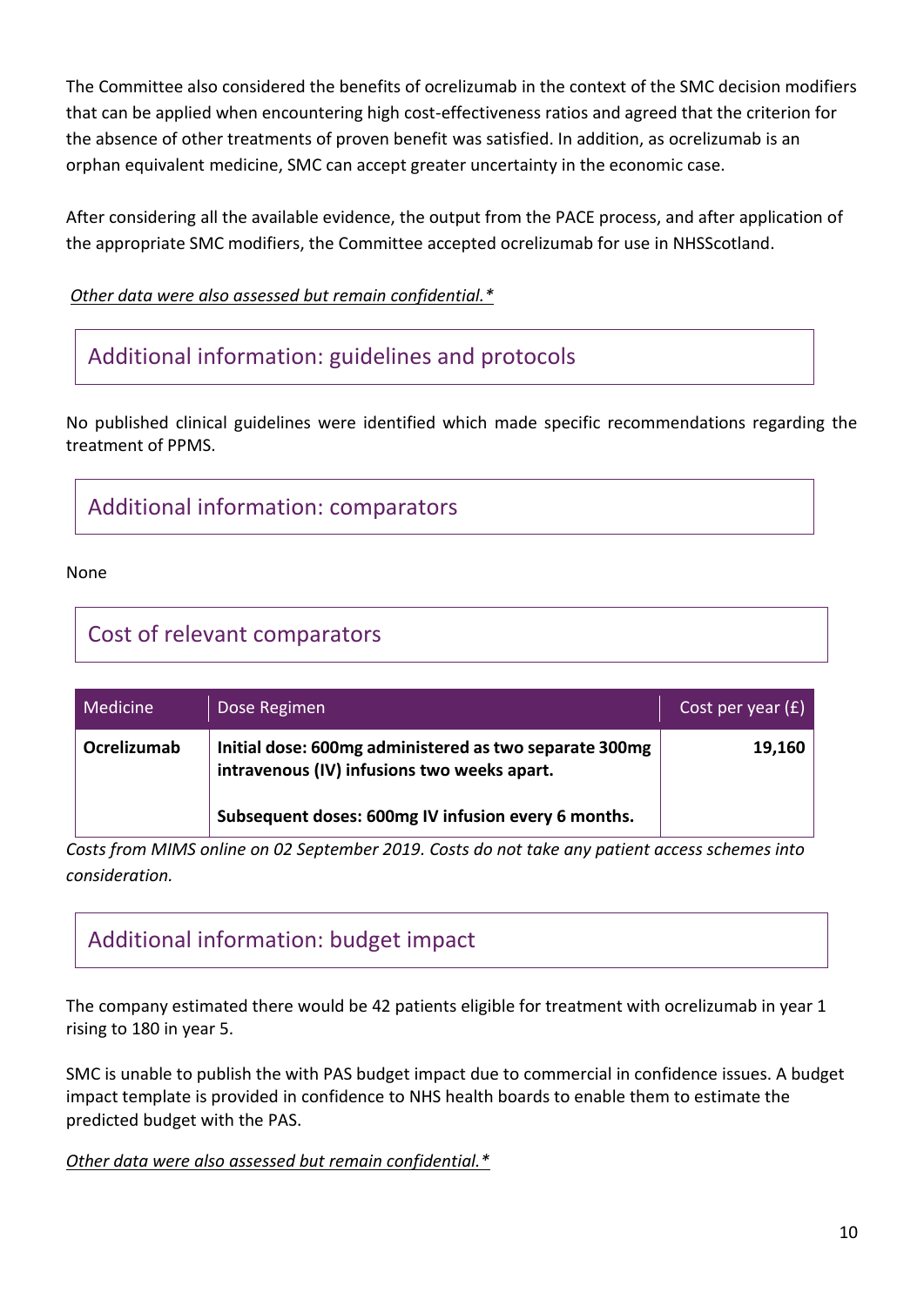The Committee also considered the benefits of ocrelizumab in the context of the SMC decision modifiers that can be applied when encountering high cost-effectiveness ratios and agreed that the criterion for the absence of other treatments of proven benefit was satisfied. In addition, as ocrelizumab is an orphan equivalent medicine, SMC can accept greater uncertainty in the economic case.

After considering all the available evidence, the output from the PACE process, and after application of the appropriate SMC modifiers, the Committee accepted ocrelizumab for use in NHSScotland.

*Other data were also assessed but remain confidential.**

## Additional information: guidelines and protocols

No published clinical guidelines were identified which made specific recommendations regarding the treatment of PPMS.

## Additional information: comparators

None

## Cost of relevant comparators

| Medicine | Dose Regimen | Cost per year (£) |
|---|---|---|
| **Ocrelizumab** | **Initial dose: 600mg administered as two separate 300mg intravenous (IV) infusions two weeks apart.**<br><br>**Subsequent doses: 600mg IV infusion every 6 months.** | **19,160** |

*Costs from MIMS online on 02 September 2019. Costs do not take any patient access schemes into consideration.*

## Additional information: budget impact

The company estimated there would be 42 patients eligible for treatment with ocrelizumab in year 1 rising to 180 in year 5.

SMC is unable to publish the with PAS budget impact due to commercial in confidence issues. A budget impact template is provided in confidence to NHS health boards to enable them to estimate the predicted budget with the PAS.

*Other data were also assessed but remain confidential.**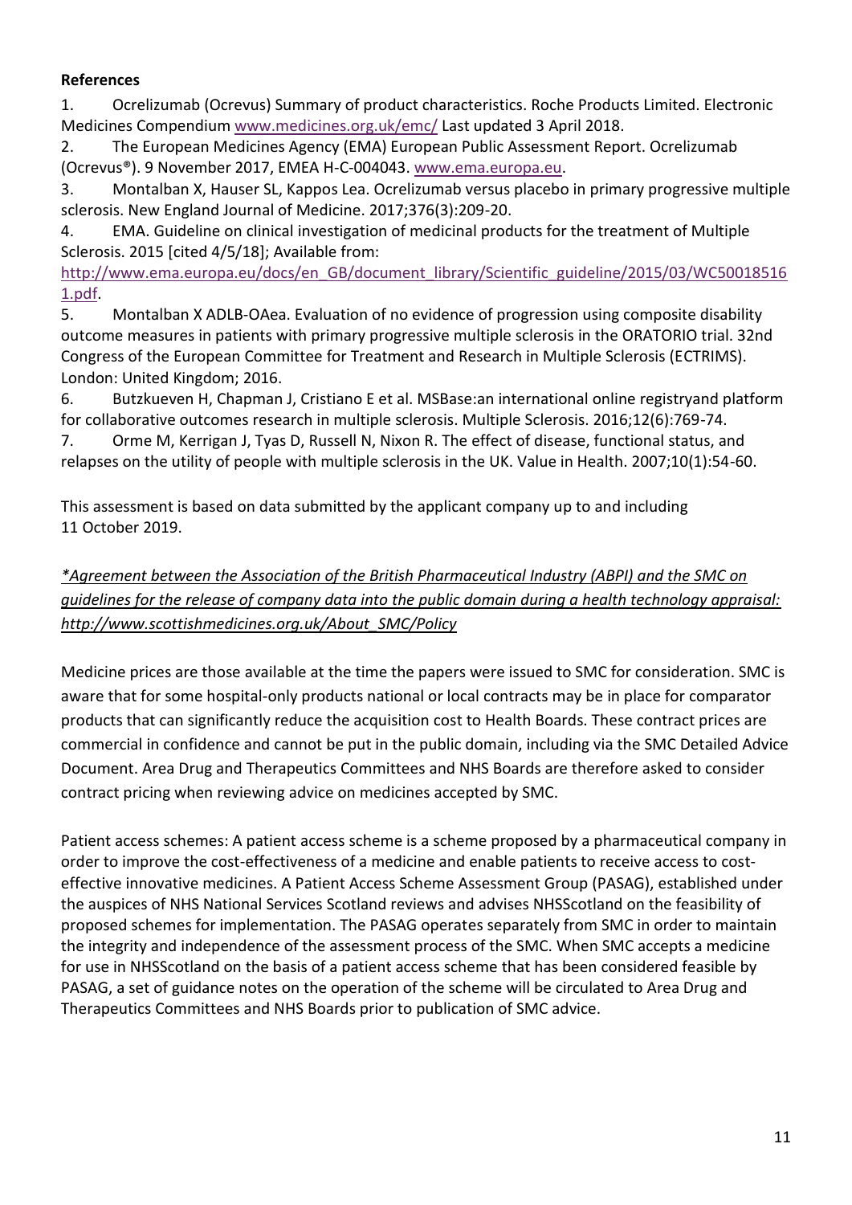**References**

1. Ocrelizumab (Ocrevus) Summary of product characteristics. Roche Products Limited. Electronic Medicines Compendium www.medicines.org.uk/emc/ Last updated 3 April 2018.
2. The European Medicines Agency (EMA) European Public Assessment Report. Ocrelizumab (Ocrevus®). 9 November 2017, EMEA H-C-004043. www.ema.europa.eu.
3. Montalban X, Hauser SL, Kappos Lea. Ocrelizumab versus placebo in primary progressive multiple sclerosis. New England Journal of Medicine. 2017;376(3):209-20.
4. EMA. Guideline on clinical investigation of medicinal products for the treatment of Multiple Sclerosis. 2015 [cited 4/5/18]; Available from: http://www.ema.europa.eu/docs/en_GB/document_library/Scientific_guideline/2015/03/WC500185161.pdf.
5. Montalban X ADLB-OAea. Evaluation of no evidence of progression using composite disability outcome measures in patients with primary progressive multiple sclerosis in the ORATORIO trial. 32nd Congress of the European Committee for Treatment and Research in Multiple Sclerosis (ECTRIMS). London: United Kingdom; 2016.
6. Butzkueven H, Chapman J, Cristiano E et al. MSBase:an international online registryand platform for collaborative outcomes research in multiple sclerosis. Multiple Sclerosis. 2016;12(6):769-74.
7. Orme M, Kerrigan J, Tyas D, Russell N, Nixon R. The effect of disease, functional status, and relapses on the utility of people with multiple sclerosis in the UK. Value in Health. 2007;10(1):54-60.

This assessment is based on data submitted by the applicant company up to and including 11 October 2019.

*\*Agreement between the Association of the British Pharmaceutical Industry (ABPI) and the SMC on guidelines for the release of company data into the public domain during a health technology appraisal: http://www.scottishmedicines.org.uk/About_SMC/Policy*

Medicine prices are those available at the time the papers were issued to SMC for consideration. SMC is aware that for some hospital-only products national or local contracts may be in place for comparator products that can significantly reduce the acquisition cost to Health Boards. These contract prices are commercial in confidence and cannot be put in the public domain, including via the SMC Detailed Advice Document. Area Drug and Therapeutics Committees and NHS Boards are therefore asked to consider contract pricing when reviewing advice on medicines accepted by SMC.

Patient access schemes: A patient access scheme is a scheme proposed by a pharmaceutical company in order to improve the cost-effectiveness of a medicine and enable patients to receive access to cost-effective innovative medicines. A Patient Access Scheme Assessment Group (PASAG), established under the auspices of NHS National Services Scotland reviews and advises NHSScotland on the feasibility of proposed schemes for implementation. The PASAG operates separately from SMC in order to maintain the integrity and independence of the assessment process of the SMC. When SMC accepts a medicine for use in NHSScotland on the basis of a patient access scheme that has been considered feasible by PASAG, a set of guidance notes on the operation of the scheme will be circulated to Area Drug and Therapeutics Committees and NHS Boards prior to publication of SMC advice.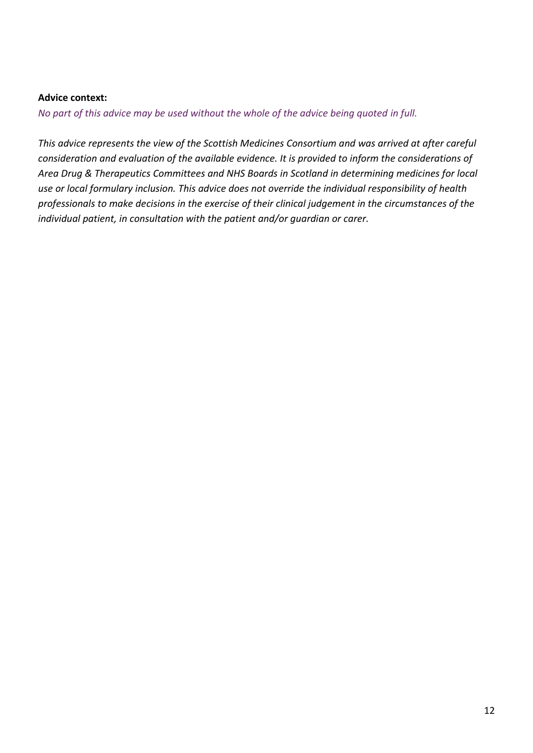**Advice context:**

*No part of this advice may be used without the whole of the advice being quoted in full.*

*This advice represents the view of the Scottish Medicines Consortium and was arrived at after careful consideration and evaluation of the available evidence. It is provided to inform the considerations of Area Drug & Therapeutics Committees and NHS Boards in Scotland in determining medicines for local use or local formulary inclusion. This advice does not override the individual responsibility of health professionals to make decisions in the exercise of their clinical judgement in the circumstances of the individual patient, in consultation with the patient and/or guardian or carer.*